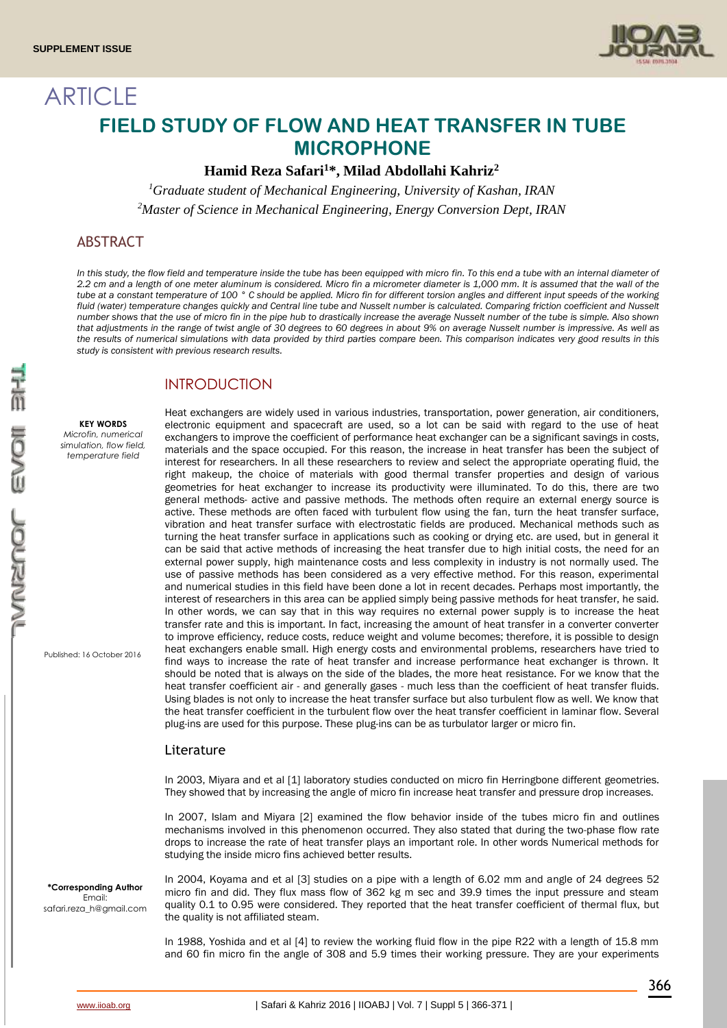SUPPLEMENT ISSUE

ARTICLE

# FIELD STUDY OF FLOW AND HEAT TRANSFER IN TUBE MICROPHONE

**Hamid Reza Safari[1]*, Milad Abdollahi Kahriz[2]**

*[1]Graduate student of Mechanical Engineering, University of Kashan, IRAN*

*[2]Master of Science in Mechanical Engineering, Energy Conversion Dept, IRAN*

## ABSTRACT

*In this study, the flow field and temperature inside the tube has been equipped with micro fin. To this end a tube with an internal diameter of 2.2 cm and a length of one meter aluminum is considered. Micro fin a micrometer diameter is 1,000 mm. It is assumed that the wall of the tube at a constant temperature of 100 ° C should be applied. Micro fin for different torsion angles and different input speeds of the working fluid (water) temperature changes quickly and Central line tube and Nusselt number is calculated. Comparing friction coefficient and Nusselt number shows that the use of micro fin in the pipe hub to drastically increase the average Nusselt number of the tube is simple. Also shown that adjustments in the range of twist angle of 30 degrees to 60 degrees in about 9% on average Nusselt number is impressive. As well as the results of numerical simulations with data provided by third parties compare been. This comparison indicates very good results in this study is consistent with previous research results.*

**KEY WORDS**
*Microfin, numerical simulation, flow field, temperature field*

Published: 16 October 2016

**\*Corresponding Author**
Email:
safari.reza_h@gmail.com

## INTRODUCTION

Heat exchangers are widely used in various industries, transportation, power generation, air conditioners, electronic equipment and spacecraft are used, so a lot can be said with regard to the use of heat exchangers to improve the coefficient of performance heat exchanger can be a significant savings in costs, materials and the space occupied. For this reason, the increase in heat transfer has been the subject of interest for researchers. In all these researchers to review and select the appropriate operating fluid, the right makeup, the choice of materials with good thermal transfer properties and design of various geometries for heat exchanger to increase its productivity were illuminated. To do this, there are two general methods- active and passive methods. The methods often require an external energy source is active. These methods are often faced with turbulent flow using the fan, turn the heat transfer surface, vibration and heat transfer surface with electrostatic fields are produced. Mechanical methods such as turning the heat transfer surface in applications such as cooking or drying etc. are used, but in general it can be said that active methods of increasing the heat transfer due to high initial costs, the need for an external power supply, high maintenance costs and less complexity in industry is not normally used. The use of passive methods has been considered as a very effective method. For this reason, experimental and numerical studies in this field have been done a lot in recent decades. Perhaps most importantly, the interest of researchers in this area can be applied simply being passive methods for heat transfer, he said. In other words, we can say that in this way requires no external power supply is to increase the heat transfer rate and this is important. In fact, increasing the amount of heat transfer in a converter converter to improve efficiency, reduce costs, reduce weight and volume becomes; therefore, it is possible to design heat exchangers enable small. High energy costs and environmental problems, researchers have tried to find ways to increase the rate of heat transfer and increase performance heat exchanger is thrown. It should be noted that is always on the side of the blades, the more heat resistance. For we know that the heat transfer coefficient air - and generally gases - much less than the coefficient of heat transfer fluids. Using blades is not only to increase the heat transfer surface but also turbulent flow as well. We know that the heat transfer coefficient in the turbulent flow over the heat transfer coefficient in laminar flow. Several plug-ins are used for this purpose. These plug-ins can be as turbulator larger or micro fin.

### Literature

In 2003, Miyara and et al [1] laboratory studies conducted on micro fin Herringbone different geometries. They showed that by increasing the angle of micro fin increase heat transfer and pressure drop increases.

In 2007, Islam and Miyara [2] examined the flow behavior inside of the tubes micro fin and outlines mechanisms involved in this phenomenon occurred. They also stated that during the two-phase flow rate drops to increase the rate of heat transfer plays an important role. In other words Numerical methods for studying the inside micro fins achieved better results.

In 2004, Koyama and et al [3] studies on a pipe with a length of 6.02 mm and angle of 24 degrees 52 micro fin and did. They flux mass flow of 362 kg m sec and 39.9 times the input pressure and steam quality 0.1 to 0.95 were considered. They reported that the heat transfer coefficient of thermal flux, but the quality is not affiliated steam.

In 1988, Yoshida and et al [4] to review the working fluid flow in the pipe R22 with a length of 15.8 mm and 60 fin micro fin the angle of 308 and 5.9 times their working pressure. They are your experiments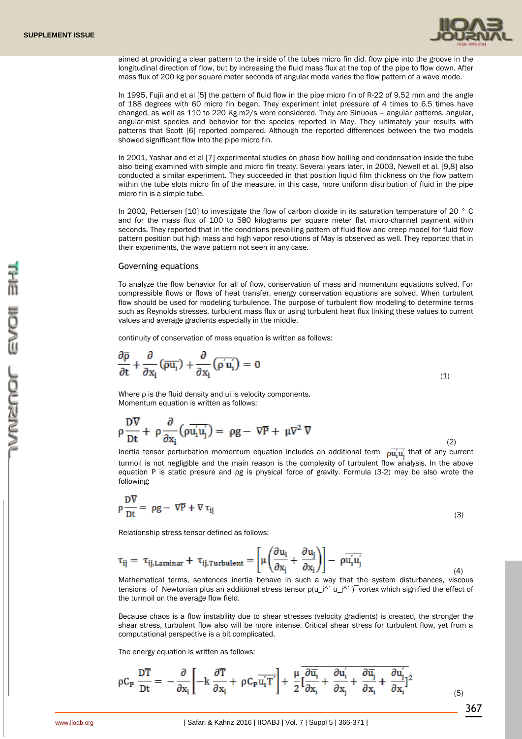aimed at providing a clear pattern to the inside of the tubes micro fin did. flow pipe into the groove in the longitudinal direction of flow, but by increasing the fluid mass flux at the top of the pipe to flow down. After mass flux of 200 kg per square meter seconds of angular mode varies the flow pattern of a wave mode.

In 1995, Fujii and et al [5] the pattern of fluid flow in the pipe micro fin of R-22 of 9.52 mm and the angle of 188 degrees with 60 micro fin began. They experiment inlet pressure of 4 times to 6.5 times have changed, as well as 110 to 220 Kg.m2/s were considered. They are Sinuous – angular patterns, angular, angular-mist species and behavior for the species reported in May. They ultimately your results with patterns that Scott [6] reported compared. Although the reported differences between the two models showed significant flow into the pipe micro fin.

In 2001, Yashar and et al [7] experimental studies on phase flow boiling and condensation inside the tube also being examined with simple and micro fin treaty. Several years later, in 2003, Newell et al. [9,8] also conducted a similar experiment. They succeeded in that position liquid film thickness on the flow pattern within the tube slots micro fin of the measure. in this case, more uniform distribution of fluid in the pipe micro fin is a simple tube.

In 2002, Pettersen [10] to investigate the flow of carbon dioxide in its saturation temperature of 20 ° C and for the mass flux of 100 to 580 kilograms per square meter flat micro-channel payment within seconds. They reported that in the conditions prevailing pattern of fluid flow and creep model for fluid flow pattern position but high mass and high vapor resolutions of May is observed as well. They reported that in their experiments, the wave pattern not seen in any case.

## Governing equations

To analyze the flow behavior for all of flow, conservation of mass and momentum equations solved. For compressible flows or flows of heat transfer, energy conservation equations are solved. When turbulent flow should be used for modeling turbulence. The purpose of turbulent flow modeling to determine terms such as Reynolds stresses, turbulent mass flux or using turbulent heat flux linking these values to current values and average gradients especially in the middle.

continuity of conservation of mass equation is written as follows:

$$\frac{\partial \bar{\rho}}{\partial t} + \frac{\partial}{\partial x_i}\left(\overline{\rho u_i}\right) + \frac{\partial}{\partial x_i}\left(\overline{\rho' u_i'}\right) = 0 \tag{1}$$

Where ρ is the fluid density and ui is velocity components.
Momentum equation is written as follows:

$$\rho\frac{D\bar{V}}{Dt} + \rho\frac{\partial}{\partial x_j}\left(\overline{\rho u_i' u_j'}\right) = \rho g - \nabla\bar{P} + \mu\nabla^2\bar{V} \tag{2}$$

Inertia tensor perturbation momentum equation includes an additional term $\overline{\rho u_i' u_j'}$ that of any current turmoil is not negligible and the main reason is the complexity of turbulent flow analysis. In the above equation P is static presure and ρg is physical force of gravity. Formula (3-2) may be also wrote the following:

$$\rho\frac{D\bar{V}}{Dt} = \rho g - \nabla\bar{P} + \nabla\tau_{ij} \tag{3}$$

Relationship stress tensor defined as follows:

$$\tau_{ij} = \tau_{ij,Laminar} + \tau_{ij,Turbulent} = \left[\mu\left(\frac{\partial u_i}{\partial x_j} + \frac{\partial u_j}{\partial x_i}\right)\right] - \overline{\rho u_i' u_j'} \tag{4}$$

Mathematical terms, sentences inertia behave in such a way that the system disturbances, viscous tensions of Newtonian plus an additional stress tensor ρ(u_i^´ u_j^´ )¯vortex which signified the effect of the turmoil on the average flow field.

Because chaos is a flow instability due to shear stresses (velocity gradients) is created, the stronger the shear stress, turbulent flow also will be more intense. Critical shear stress for turbulent flow, yet from a computational perspective is a bit complicated.

The energy equation is written as follows:

$$\rho C_p\frac{D\bar{T}}{Dt} = -\frac{\partial}{\partial x_i}\left[-k\frac{\partial\bar{T}}{\partial x_i} + \rho C_p\overline{u_i' T'}\right] + \frac{\mu}{2}\overline{\left[\frac{\partial\bar{u}_i}{\partial x_j} + \frac{\partial u_i'}{\partial x_j} + \frac{\partial\bar{u}_j}{\partial x_i} + \frac{\partial u_j'}{\partial x_i}\right]^2} \tag{5}$$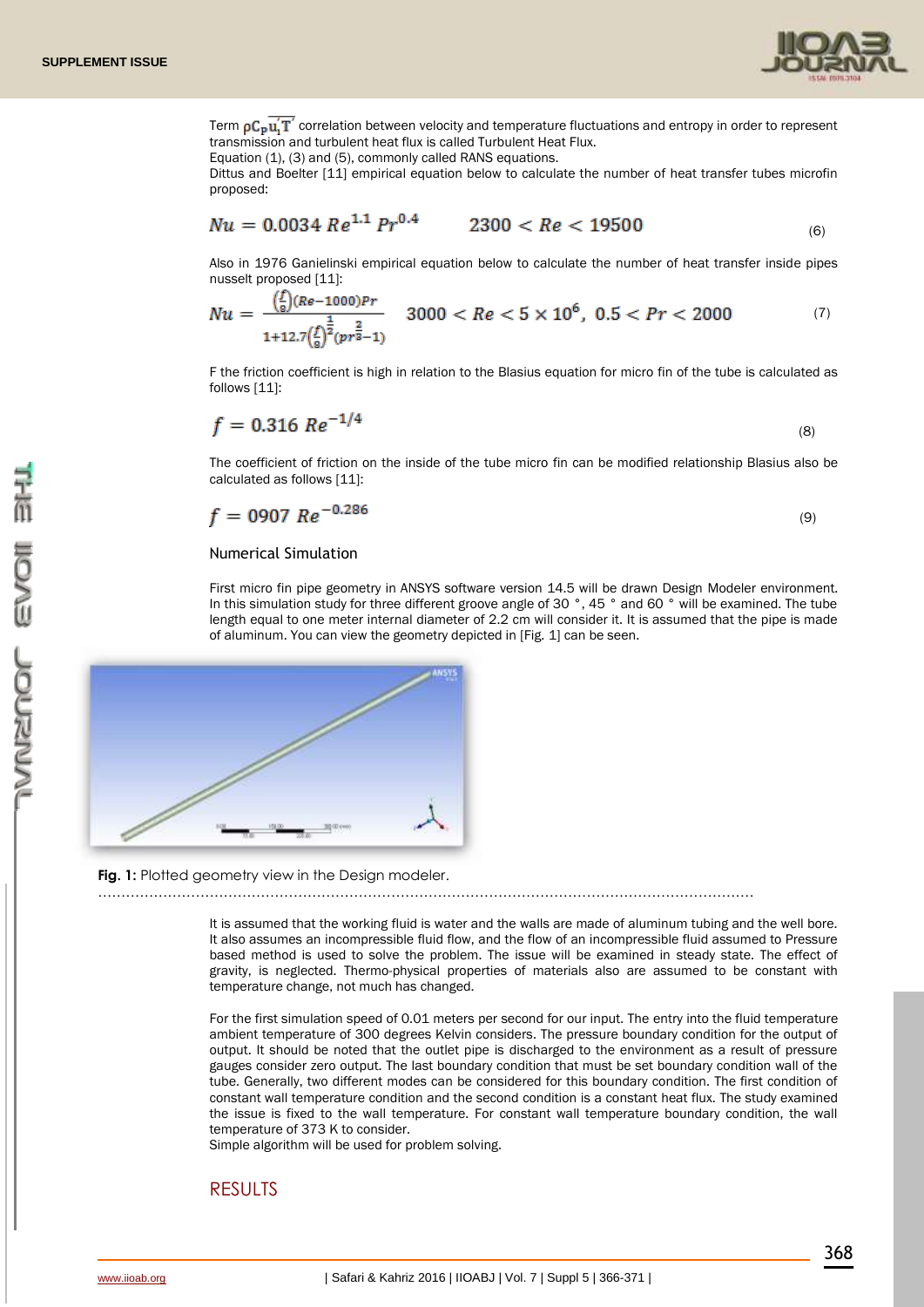Term $\rho C_p \overline{u_i' T'}$ correlation between velocity and temperature fluctuations and entropy in order to represent transmission and turbulent heat flux is called Turbulent Heat Flux.
Equation (1), (3) and (5), commonly called RANS equations.
Dittus and Boelter [11] empirical equation below to calculate the number of heat transfer tubes microfin proposed:

$$Nu = 0.0034\, Re^{1.1}\, Pr^{0.4} \qquad 2300 < Re < 19500 \tag{6}$$

Also in 1976 Ganielinski empirical equation below to calculate the number of heat transfer inside pipes nusselt proposed [11]:

$$Nu = \frac{\left(\frac{f}{8}\right)(Re-1000)Pr}{1+12.7\left(\frac{f}{8}\right)^{\frac{1}{2}}\left(pr^{\frac{2}{3}}-1\right)} \qquad 3000 < Re < 5\times10^6,\ 0.5 < Pr < 2000 \tag{7}$$

F the friction coefficient is high in relation to the Blasius equation for micro fin of the tube is calculated as follows [11]:

$$f = 0.316\, Re^{-1/4} \tag{8}$$

The coefficient of friction on the inside of the tube micro fin can be modified relationship Blasius also be calculated as follows [11]:

$$f = 0907\, Re^{-0.286} \tag{9}$$

### Numerical Simulation

First micro fin pipe geometry in ANSYS software version 14.5 will be drawn Design Modeler environment. In this simulation study for three different groove angle of 30 °, 45 ° and 60 ° will be examined. The tube length equal to one meter internal diameter of 2.2 cm will consider it. It is assumed that the pipe is made of aluminum. You can view the geometry depicted in [Fig. 1] can be seen.

**Fig. 1:** Plotted geometry view in the Design modeler.

It is assumed that the working fluid is water and the walls are made of aluminum tubing and the well bore. It also assumes an incompressible fluid flow, and the flow of an incompressible fluid assumed to Pressure based method is used to solve the problem. The issue will be examined in steady state. The effect of gravity, is neglected. Thermo-physical properties of materials also are assumed to be constant with temperature change, not much has changed.

For the first simulation speed of 0.01 meters per second for our input. The entry into the fluid temperature ambient temperature of 300 degrees Kelvin considers. The pressure boundary condition for the output of output. It should be noted that the outlet pipe is discharged to the environment as a result of pressure gauges consider zero output. The last boundary condition that must be set boundary condition wall of the tube. Generally, two different modes can be considered for this boundary condition. The first condition of constant wall temperature condition and the second condition is a constant heat flux. The study examined the issue is fixed to the wall temperature. For constant wall temperature boundary condition, the wall temperature of 373 K to consider.
Simple algorithm will be used for problem solving.

## RESULTS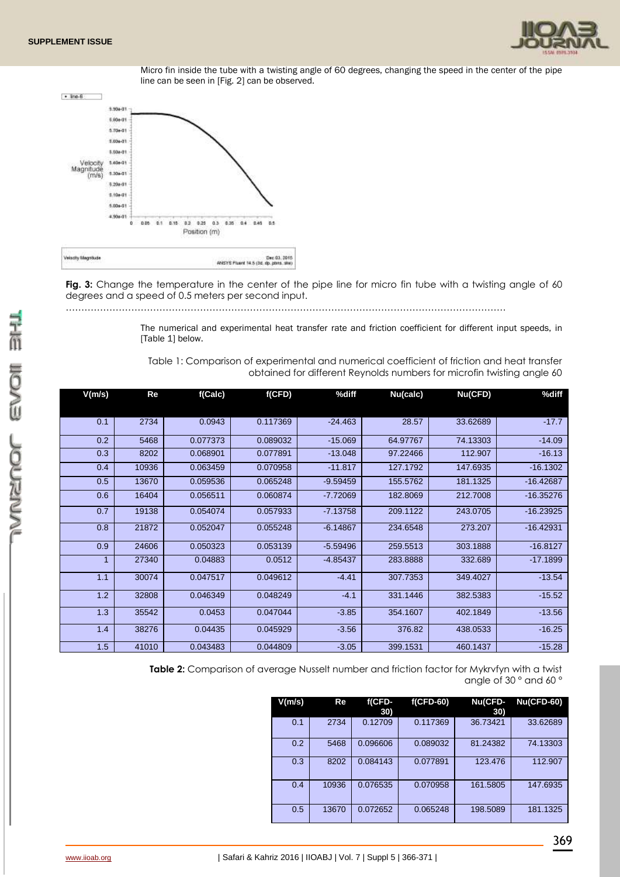Micro fin inside the tube with a twisting angle of 60 degrees, changing the speed in the center of the pipe line can be seen in [Fig. 2] can be observed.

**Fig. 3:** Change the temperature in the center of the pipe line for micro fin tube with a twisting angle of 60 degrees and a speed of 0.5 meters per second input.

The numerical and experimental heat transfer rate and friction coefficient for different input speeds, in [Table 1] below.

Table 1: Comparison of experimental and numerical coefficient of friction and heat transfer obtained for different Reynolds numbers for microfin twisting angle 60

| V(m/s) | Re | f(Calc) | f(CFD) | %diff | Nu(calc) | Nu(CFD) | %diff |
|---|---|---|---|---|---|---|---|
| 0.1 | 2734 | 0.0943 | 0.117369 | -24.463 | 28.57 | 33.62689 | -17.7 |
| 0.2 | 5468 | 0.077373 | 0.089032 | -15.069 | 64.97767 | 74.13303 | -14.09 |
| 0.3 | 8202 | 0.068901 | 0.077891 | -13.048 | 97.22466 | 112.907 | -16.13 |
| 0.4 | 10936 | 0.063459 | 0.070958 | -11.817 | 127.1792 | 147.6935 | -16.1302 |
| 0.5 | 13670 | 0.059536 | 0.065248 | -9.59459 | 155.5762 | 181.1325 | -16.42687 |
| 0.6 | 16404 | 0.056511 | 0.060874 | -7.72069 | 182.8069 | 212.7008 | -16.35276 |
| 0.7 | 19138 | 0.054074 | 0.057933 | -7.13758 | 209.1122 | 243.0705 | -16.23925 |
| 0.8 | 21872 | 0.052047 | 0.055248 | -6.14867 | 234.6548 | 273.207 | -16.42931 |
| 0.9 | 24606 | 0.050323 | 0.053139 | -5.59496 | 259.5513 | 303.1888 | -16.8127 |
| 1 | 27340 | 0.04883 | 0.0512 | -4.85437 | 283.8888 | 332.689 | -17.1899 |
| 1.1 | 30074 | 0.047517 | 0.049612 | -4.41 | 307.7353 | 349.4027 | -13.54 |
| 1.2 | 32808 | 0.046349 | 0.048249 | -4.1 | 331.1446 | 382.5383 | -15.52 |
| 1.3 | 35542 | 0.0453 | 0.047044 | -3.85 | 354.1607 | 402.1849 | -13.56 |
| 1.4 | 38276 | 0.04435 | 0.045929 | -3.56 | 376.82 | 438.0533 | -16.25 |
| 1.5 | 41010 | 0.043483 | 0.044809 | -3.05 | 399.1531 | 460.1437 | -15.28 |

**Table 2:** Comparison of average Nusselt number and friction factor for Mykrvfyn with a twist angle of 30 ° and 60 °

| V(m/s) | Re | f(CFD-30) | f(CFD-60) | Nu(CFD-30) | Nu(CFD-60) |
|---|---|---|---|---|---|
| 0.1 | 2734 | 0.12709 | 0.117369 | 36.73421 | 33.62689 |
| 0.2 | 5468 | 0.096606 | 0.089032 | 81.24382 | 74.13303 |
| 0.3 | 8202 | 0.084143 | 0.077891 | 123.476 | 112.907 |
| 0.4 | 10936 | 0.076535 | 0.070958 | 161.5805 | 147.6935 |
| 0.5 | 13670 | 0.072652 | 0.065248 | 198.5089 | 181.1325 |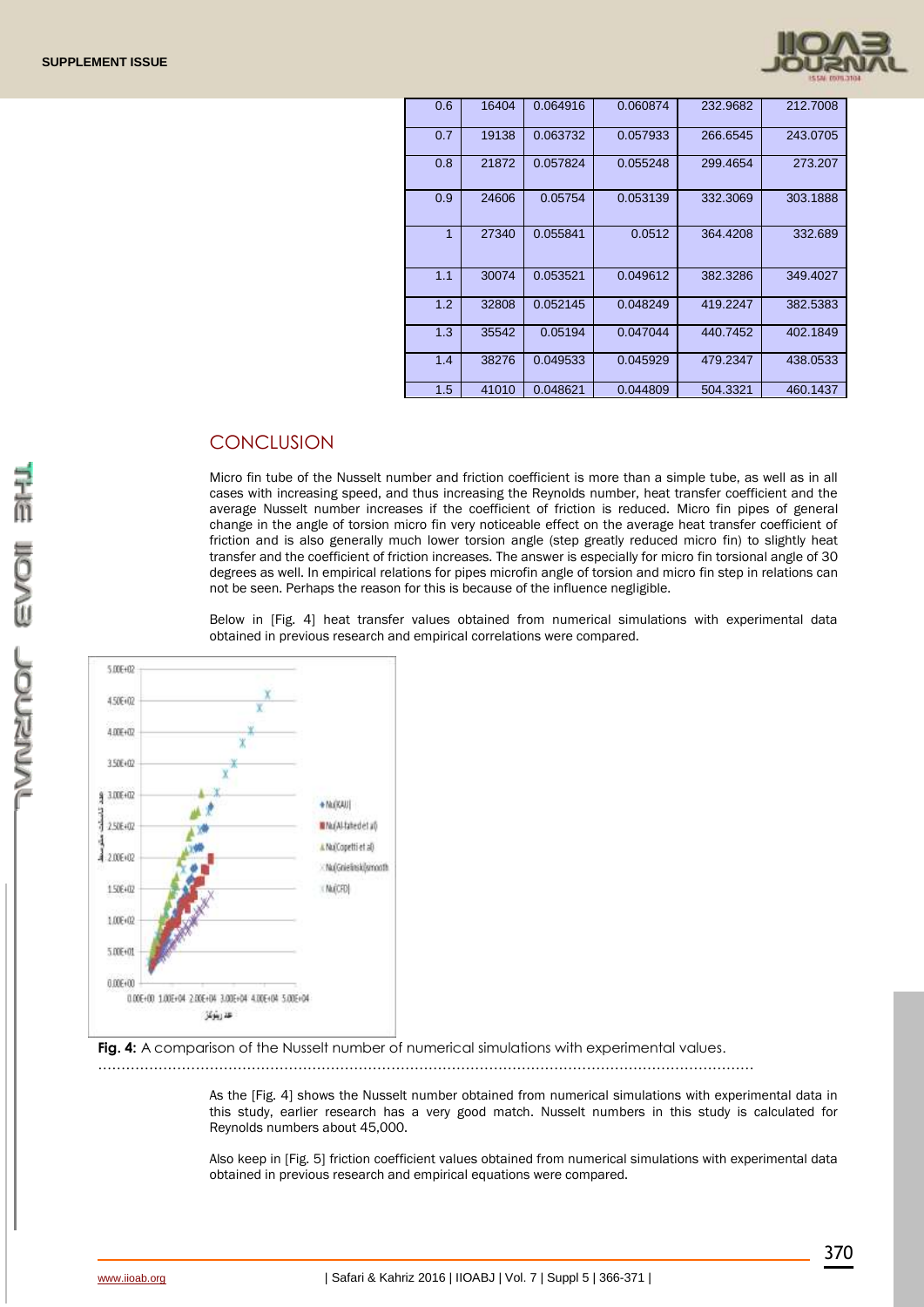| 0.6 | 16404 | 0.064916 | 0.060874 | 232.9682 | 212.7008 |
|---|---|---|---|---|---|
| 0.7 | 19138 | 0.063732 | 0.057933 | 266.6545 | 243.0705 |
| 0.8 | 21872 | 0.057824 | 0.055248 | 299.4654 | 273.207 |
| 0.9 | 24606 | 0.05754 | 0.053139 | 332.3069 | 303.1888 |
| 1 | 27340 | 0.055841 | 0.0512 | 364.4208 | 332.689 |
| 1.1 | 30074 | 0.053521 | 0.049612 | 382.3286 | 349.4027 |
| 1.2 | 32808 | 0.052145 | 0.048249 | 419.2247 | 382.5383 |
| 1.3 | 35542 | 0.05194 | 0.047044 | 440.7452 | 402.1849 |
| 1.4 | 38276 | 0.049533 | 0.045929 | 479.2347 | 438.0533 |
| 1.5 | 41010 | 0.048621 | 0.044809 | 504.3321 | 460.1437 |

## CONCLUSION

Micro fin tube of the Nusselt number and friction coefficient is more than a simple tube, as well as in all cases with increasing speed, and thus increasing the Reynolds number, heat transfer coefficient and the average Nusselt number increases if the coefficient of friction is reduced. Micro fin pipes of general change in the angle of torsion micro fin very noticeable effect on the average heat transfer coefficient of friction and is also generally much lower torsion angle (step greatly reduced micro fin) to slightly heat transfer and the coefficient of friction increases. The answer is especially for micro fin torsional angle of 30 degrees as well. In empirical relations for pipes microfin angle of torsion and micro fin step in relations can not be seen. Perhaps the reason for this is because of the influence negligible.

Below in [Fig. 4] heat transfer values obtained from numerical simulations with experimental data obtained in previous research and empirical correlations were compared.

**Fig. 4:** A comparison of the Nusselt number of numerical simulations with experimental values.

As the [Fig. 4] shows the Nusselt number obtained from numerical simulations with experimental data in this study, earlier research has a very good match. Nusselt numbers in this study is calculated for Reynolds numbers about 45,000.

Also keep in [Fig. 5] friction coefficient values obtained from numerical simulations with experimental data obtained in previous research and empirical equations were compared.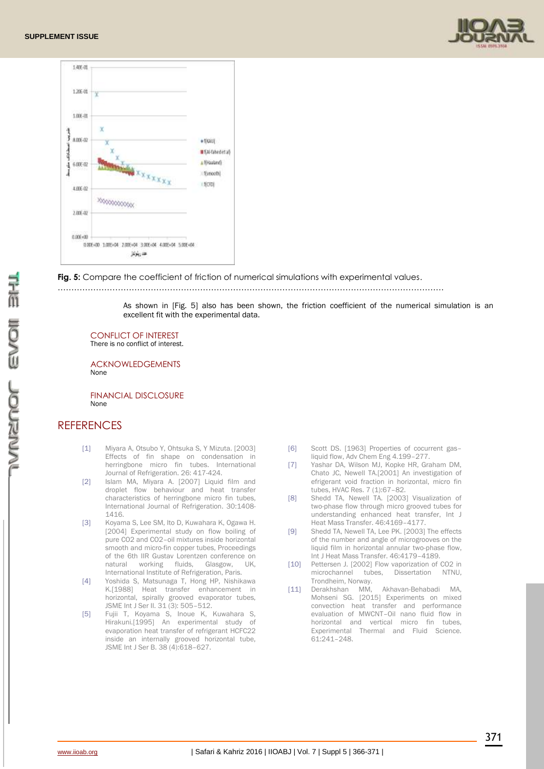1.40E-01

1.20E-01

1.00E-01

8.00E-02

6.00E-02

4.00E-02

2.00E-02

0.00E+00

0.00E+00 1.00E+04 2.00E+04 3.00E+04 4.00E+04 5.00E+04

f(KAU)

f(Al-fahed et al)

f(Haaland)

f(smooth)

f(CFD)

عدد رینولدز

ضریب اصطکاک متوسط

**Fig. 5:** Compare the coefficient of friction of numerical simulations with experimental values.

As shown in [Fig. 5] also has been shown, the friction coefficient of the numerical simulation is an excellent fit with the experimental data.

## CONFLICT OF INTEREST

There is no conflict of interest.

## ACKNOWLEDGEMENTS

None

## FINANCIAL DISCLOSURE

None

# REFERENCES

[1] Miyara A, Otsubo Y, Ohtsuka S, Y Mizuta. [2003] Effects of fin shape on condensation in herringbone micro fin tubes. International Journal of Refrigeration. 26: 417-424.

[2] Islam MA, Miyara A. [2007] Liquid film and droplet flow behaviour and heat transfer characteristics of herringbone micro fin tubes, International Journal of Refrigeration. 30:1408-1416.

[3] Koyama S, Lee SM, Ito D, Kuwahara K, Ogawa H. [2004] Experimental study on flow boiling of pure CO2 and CO2–oil mixtures inside horizontal smooth and micro-fin copper tubes, Proceedings of the 6th IIR Gustav Lorentzen conference on natural working fluids, Glasgow, UK, International Institute of Refrigeration, Paris.

[4] Yoshida S, Matsunaga T, Hong HP, Nishikawa K.[1988] Heat transfer enhancement in horizontal, spirally grooved evaporator tubes, JSME Int J Ser II. 31 (3): 505–512.

[5] Fujii T, Koyama S, Inoue K, Kuwahara S, Hirakuni.[1995] An experimental study of evaporation heat transfer of refrigerant HCFC22 inside an internally grooved horizontal tube, JSME Int J Ser B. 38 (4):618–627.

[6] Scott DS. [1963] Properties of cocurrent gas–liquid flow, Adv Chem Eng 4.199–277.

[7] Yashar DA, Wilson MJ, Kopke HR, Graham DM, Chato JC, Newell TA.[2001] An investigation of efrigerant void fraction in horizontal, micro fin tubes, HVAC Res. 7 (1):67–82.

[8] Shedd TA, Newell TA. [2003] Visualization of two-phase flow through micro grooved tubes for understanding enhanced heat transfer, Int J Heat Mass Transfer. 46:4169–4177.

[9] Shedd TA, Newell TA, Lee PK. [2003] The effects of the number and angle of microgrooves on the liquid film in horizontal annular two-phase flow, Int J Heat Mass Transfer. 46:4179–4189.

[10] Pettersen J. [2002] Flow vaporization of CO2 in microchannel tubes, Dissertation NTNU, Trondheim, Norway.

[11] Derakhshan MM, Akhavan-Behabadi MA, Mohseni SG. [2015] Experiments on mixed convection heat transfer and performance evaluation of MWCNT–Oil nano fluid flow in horizontal and vertical micro fin tubes, Experimental Thermal and Fluid Science. 61:241–248.